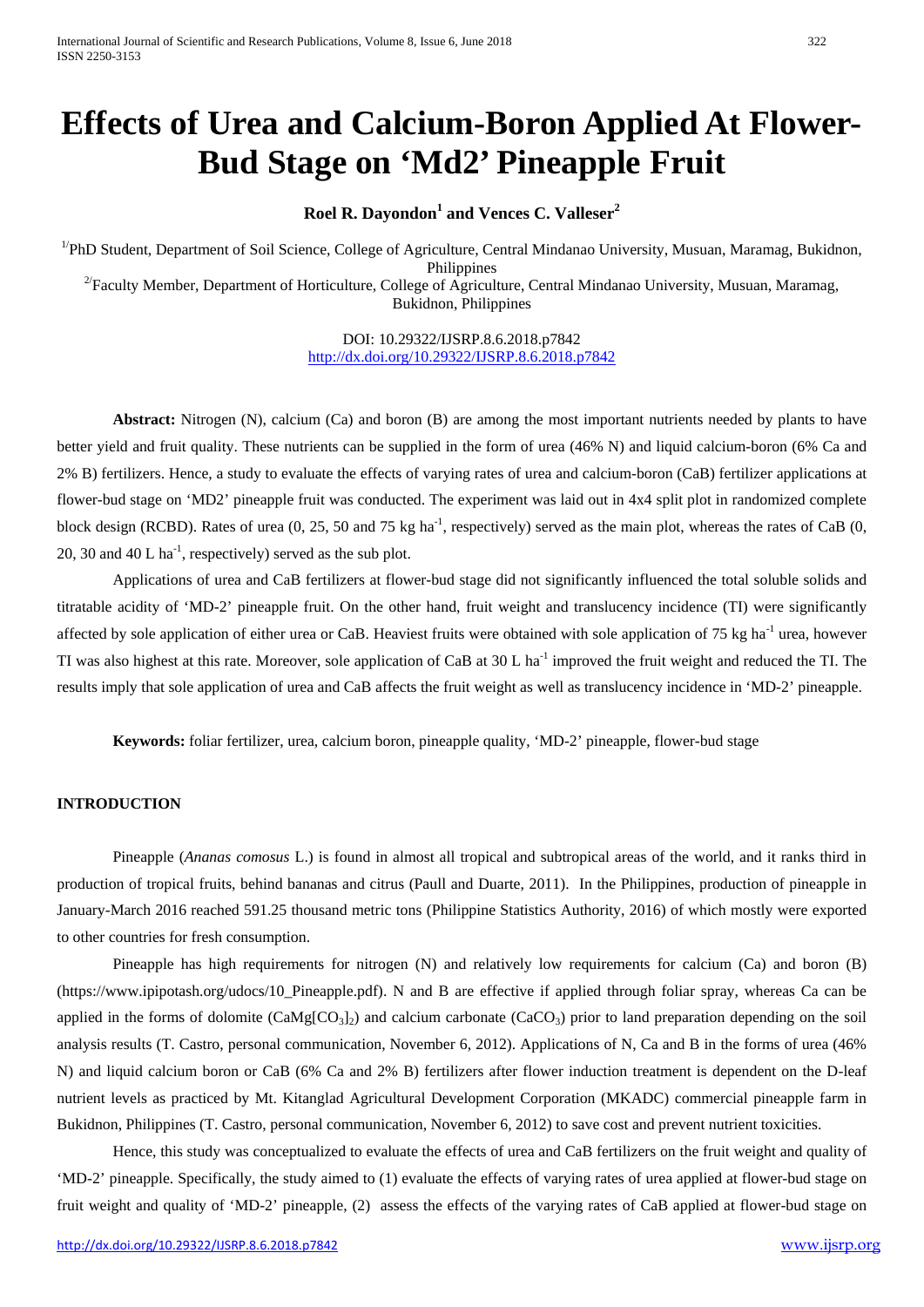# Effects of Urea and Calcium-Boron Applied At Flower-Bud Stage on 'Md2' Pineapple Fruit

**Roel R. Dayondon[1] and Vences C. Valleser[2]**

[1/]PhD Student, Department of Soil Science, College of Agriculture, Central Mindanao University, Musuan, Maramag, Bukidnon, Philippines

[2/]Faculty Member, Department of Horticulture, College of Agriculture, Central Mindanao University, Musuan, Maramag, Bukidnon, Philippines

DOI: 10.29322/IJSRP.8.6.2018.p7842
http://dx.doi.org/10.29322/IJSRP.8.6.2018.p7842

**Abstract:** Nitrogen (N), calcium (Ca) and boron (B) are among the most important nutrients needed by plants to have better yield and fruit quality. These nutrients can be supplied in the form of urea (46% N) and liquid calcium-boron (6% Ca and 2% B) fertilizers. Hence, a study to evaluate the effects of varying rates of urea and calcium-boron (CaB) fertilizer applications at flower-bud stage on 'MD2' pineapple fruit was conducted. The experiment was laid out in 4x4 split plot in randomized complete block design (RCBD). Rates of urea (0, 25, 50 and 75 kg ha$^{-1}$, respectively) served as the main plot, whereas the rates of CaB (0, 20, 30 and 40 L ha$^{-1}$, respectively) served as the sub plot.

Applications of urea and CaB fertilizers at flower-bud stage did not significantly influenced the total soluble solids and titratable acidity of 'MD-2' pineapple fruit. On the other hand, fruit weight and translucency incidence (TI) were significantly affected by sole application of either urea or CaB. Heaviest fruits were obtained with sole application of 75 kg ha$^{-1}$ urea, however TI was also highest at this rate. Moreover, sole application of CaB at 30 L ha$^{-1}$ improved the fruit weight and reduced the TI. The results imply that sole application of urea and CaB affects the fruit weight as well as translucency incidence in 'MD-2' pineapple.

**Keywords:** foliar fertilizer, urea, calcium boron, pineapple quality, 'MD-2' pineapple, flower-bud stage

## INTRODUCTION

Pineapple (*Ananas comosus* L.) is found in almost all tropical and subtropical areas of the world, and it ranks third in production of tropical fruits, behind bananas and citrus (Paull and Duarte, 2011). In the Philippines, production of pineapple in January-March 2016 reached 591.25 thousand metric tons (Philippine Statistics Authority, 2016) of which mostly were exported to other countries for fresh consumption.

Pineapple has high requirements for nitrogen (N) and relatively low requirements for calcium (Ca) and boron (B) (https://www.ipipotash.org/udocs/10_Pineapple.pdf). N and B are effective if applied through foliar spray, whereas Ca can be applied in the forms of dolomite ($CaMg[CO_3]_2$) and calcium carbonate ($CaCO_3$) prior to land preparation depending on the soil analysis results (T. Castro, personal communication, November 6, 2012). Applications of N, Ca and B in the forms of urea (46% N) and liquid calcium boron or CaB (6% Ca and 2% B) fertilizers after flower induction treatment is dependent on the D-leaf nutrient levels as practiced by Mt. Kitanglad Agricultural Development Corporation (MKADC) commercial pineapple farm in Bukidnon, Philippines (T. Castro, personal communication, November 6, 2012) to save cost and prevent nutrient toxicities.

Hence, this study was conceptualized to evaluate the effects of urea and CaB fertilizers on the fruit weight and quality of 'MD-2' pineapple. Specifically, the study aimed to (1) evaluate the effects of varying rates of urea applied at flower-bud stage on fruit weight and quality of 'MD-2' pineapple, (2) assess the effects of the varying rates of CaB applied at flower-bud stage on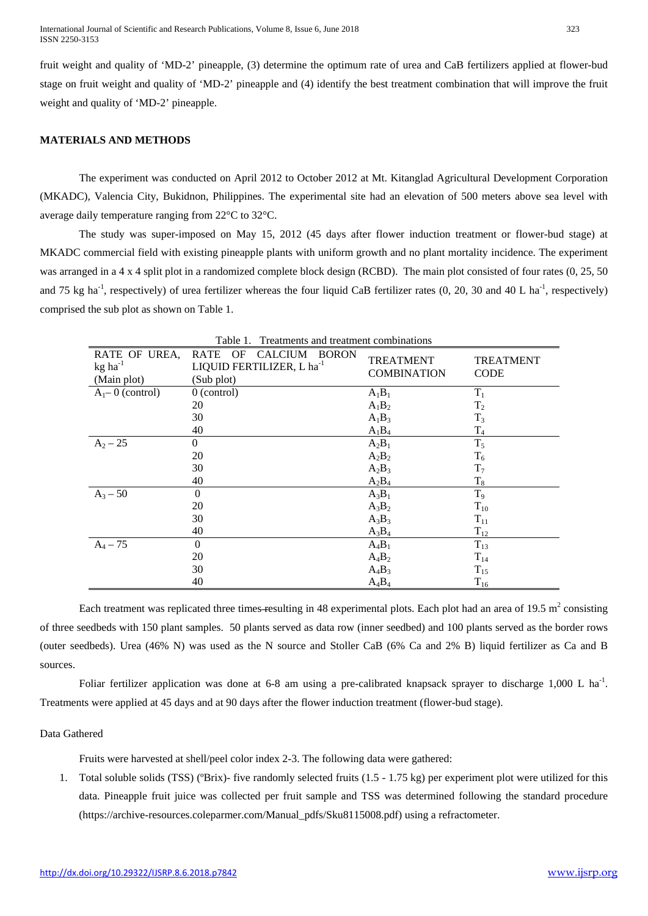fruit weight and quality of 'MD-2' pineapple, (3) determine the optimum rate of urea and CaB fertilizers applied at flower-bud stage on fruit weight and quality of 'MD-2' pineapple and (4) identify the best treatment combination that will improve the fruit weight and quality of 'MD-2' pineapple.

## MATERIALS AND METHODS

The experiment was conducted on April 2012 to October 2012 at Mt. Kitanglad Agricultural Development Corporation (MKADC), Valencia City, Bukidnon, Philippines. The experimental site had an elevation of 500 meters above sea level with average daily temperature ranging from 22°C to 32°C.

The study was super-imposed on May 15, 2012 (45 days after flower induction treatment or flower-bud stage) at MKADC commercial field with existing pineapple plants with uniform growth and no plant mortality incidence. The experiment was arranged in a 4 x 4 split plot in a randomized complete block design (RCBD). The main plot consisted of four rates (0, 25, 50 and 75 kg $ha^{-1}$, respectively) of urea fertilizer whereas the four liquid CaB fertilizer rates (0, 20, 30 and 40 L $ha^{-1}$, respectively) comprised the sub plot as shown on Table 1.

Table 1. Treatments and treatment combinations

| RATE OF UREA, kg $ha^{-1}$ (Main plot) | RATE OF CALCIUM BORON LIQUID FERTILIZER, L $ha^{-1}$ (Sub plot) | TREATMENT COMBINATION | TREATMENT CODE |
|---|---|---|---|
| $A_1$ – 0 (control) | 0 (control) | $A_1B_1$ | $T_1$ |
| | 20 | $A_1B_2$ | $T_2$ |
| | 30 | $A_1B_3$ | $T_3$ |
| | 40 | $A_1B_4$ | $T_4$ |
| $A_2$ – 25 | 0 | $A_2B_1$ | $T_5$ |
| | 20 | $A_2B_2$ | $T_6$ |
| | 30 | $A_2B_3$ | $T_7$ |
| | 40 | $A_2B_4$ | $T_8$ |
| $A_3$ – 50 | 0 | $A_3B_1$ | $T_9$ |
| | 20 | $A_3B_2$ | $T_{10}$ |
| | 30 | $A_3B_3$ | $T_{11}$ |
| | 40 | $A_3B_4$ | $T_{12}$ |
| $A_4$ – 75 | 0 | $A_4B_1$ | $T_{13}$ |
| | 20 | $A_4B_2$ | $T_{14}$ |
| | 30 | $A_4B_3$ | $T_{15}$ |
| | 40 | $A_4B_4$ | $T_{16}$ |

Each treatment was replicated three times resulting in 48 experimental plots. Each plot had an area of 19.5 $m^2$ consisting of three seedbeds with 150 plant samples. 50 plants served as data row (inner seedbed) and 100 plants served as the border rows (outer seedbeds). Urea (46% N) was used as the N source and Stoller CaB (6% Ca and 2% B) liquid fertilizer as Ca and B sources.

Foliar fertilizer application was done at 6-8 am using a pre-calibrated knapsack sprayer to discharge 1,000 L $ha^{-1}$. Treatments were applied at 45 days and at 90 days after the flower induction treatment (flower-bud stage).

### Data Gathered

Fruits were harvested at shell/peel color index 2-3. The following data were gathered:

1. Total soluble solids (TSS) (ºBrix)- five randomly selected fruits (1.5 - 1.75 kg) per experiment plot were utilized for this data. Pineapple fruit juice was collected per fruit sample and TSS was determined following the standard procedure (https://archive-resources.coleparmer.com/Manual_pdfs/Sku8115008.pdf) using a refractometer.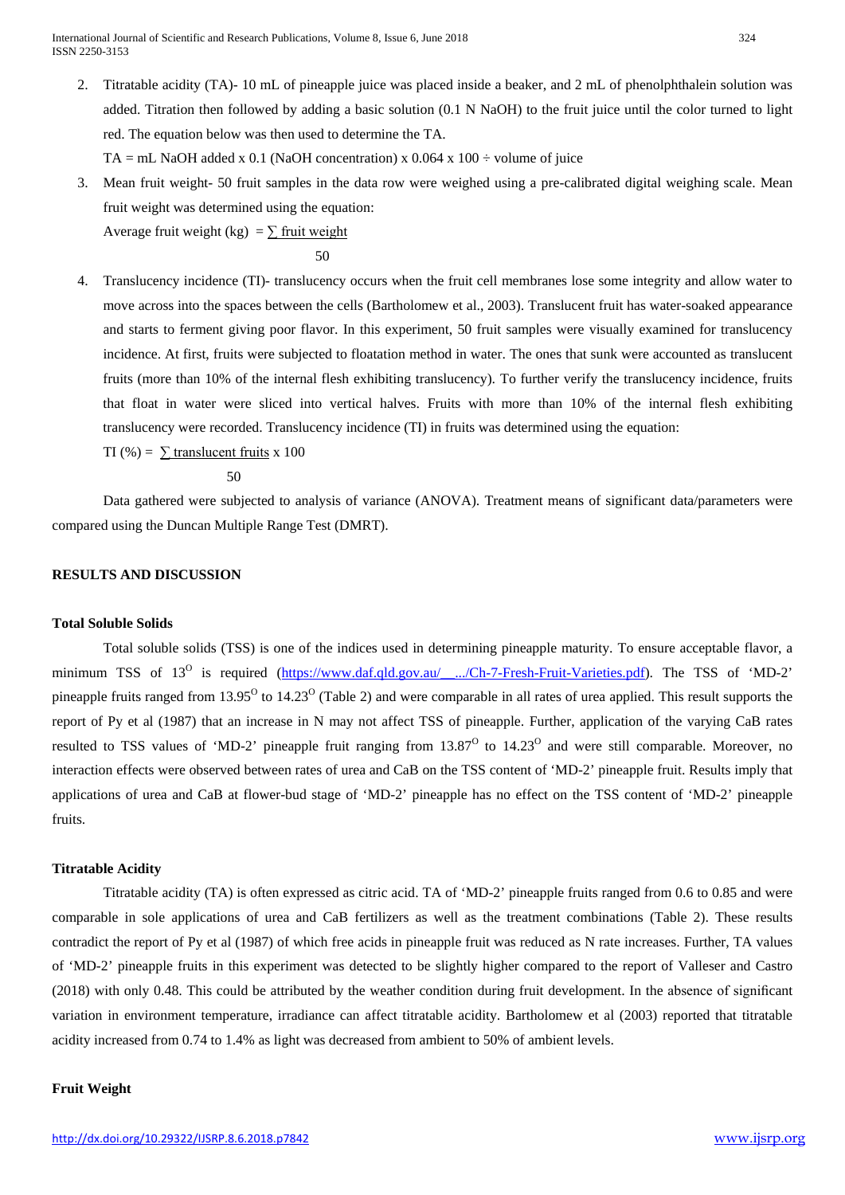2. Titratable acidity (TA)- 10 mL of pineapple juice was placed inside a beaker, and 2 mL of phenolphthalein solution was added. Titration then followed by adding a basic solution (0.1 N NaOH) to the fruit juice until the color turned to light red. The equation below was then used to determine the TA.

   TA = mL NaOH added x 0.1 (NaOH concentration) x 0.064 x 100 ÷ volume of juice

3. Mean fruit weight- 50 fruit samples in the data row were weighed using a pre-calibrated digital weighing scale. Mean fruit weight was determined using the equation:

   $$\text{Average fruit weight (kg)} = \frac{\sum \text{fruit weight}}{50}$$

4. Translucency incidence (TI)- translucency occurs when the fruit cell membranes lose some integrity and allow water to move across into the spaces between the cells (Bartholomew et al., 2003). Translucent fruit has water-soaked appearance and starts to ferment giving poor flavor. In this experiment, 50 fruit samples were visually examined for translucency incidence. At first, fruits were subjected to floatation method in water. The ones that sunk were accounted as translucent fruits (more than 10% of the internal flesh exhibiting translucency). To further verify the translucency incidence, fruits that float in water were sliced into vertical halves. Fruits with more than 10% of the internal flesh exhibiting translucency were recorded. Translucency incidence (TI) in fruits was determined using the equation:

   $$\text{TI (\%)} = \frac{\sum \text{translucent fruits}}{50} \times 100$$

Data gathered were subjected to analysis of variance (ANOVA). Treatment means of significant data/parameters were compared using the Duncan Multiple Range Test (DMRT).

## RESULTS AND DISCUSSION

### Total Soluble Solids

Total soluble solids (TSS) is one of the indices used in determining pineapple maturity. To ensure acceptable flavor, a minimum TSS of $13^{O}$ is required (https://www.daf.qld.gov.au/__.../Ch-7-Fresh-Fruit-Varieties.pdf). The TSS of 'MD-2' pineapple fruits ranged from $13.95^{O}$ to $14.23^{O}$ (Table 2) and were comparable in all rates of urea applied. This result supports the report of Py et al (1987) that an increase in N may not affect TSS of pineapple. Further, application of the varying CaB rates resulted to TSS values of 'MD-2' pineapple fruit ranging from $13.87^{O}$ to $14.23^{O}$ and were still comparable. Moreover, no interaction effects were observed between rates of urea and CaB on the TSS content of 'MD-2' pineapple fruit. Results imply that applications of urea and CaB at flower-bud stage of 'MD-2' pineapple has no effect on the TSS content of 'MD-2' pineapple fruits.

### Titratable Acidity

Titratable acidity (TA) is often expressed as citric acid. TA of 'MD-2' pineapple fruits ranged from 0.6 to 0.85 and were comparable in sole applications of urea and CaB fertilizers as well as the treatment combinations (Table 2). These results contradict the report of Py et al (1987) of which free acids in pineapple fruit was reduced as N rate increases. Further, TA values of 'MD-2' pineapple fruits in this experiment was detected to be slightly higher compared to the report of Valleser and Castro (2018) with only 0.48. This could be attributed by the weather condition during fruit development. In the absence of significant variation in environment temperature, irradiance can affect titratable acidity. Bartholomew et al (2003) reported that titratable acidity increased from 0.74 to 1.4% as light was decreased from ambient to 50% of ambient levels.

### Fruit Weight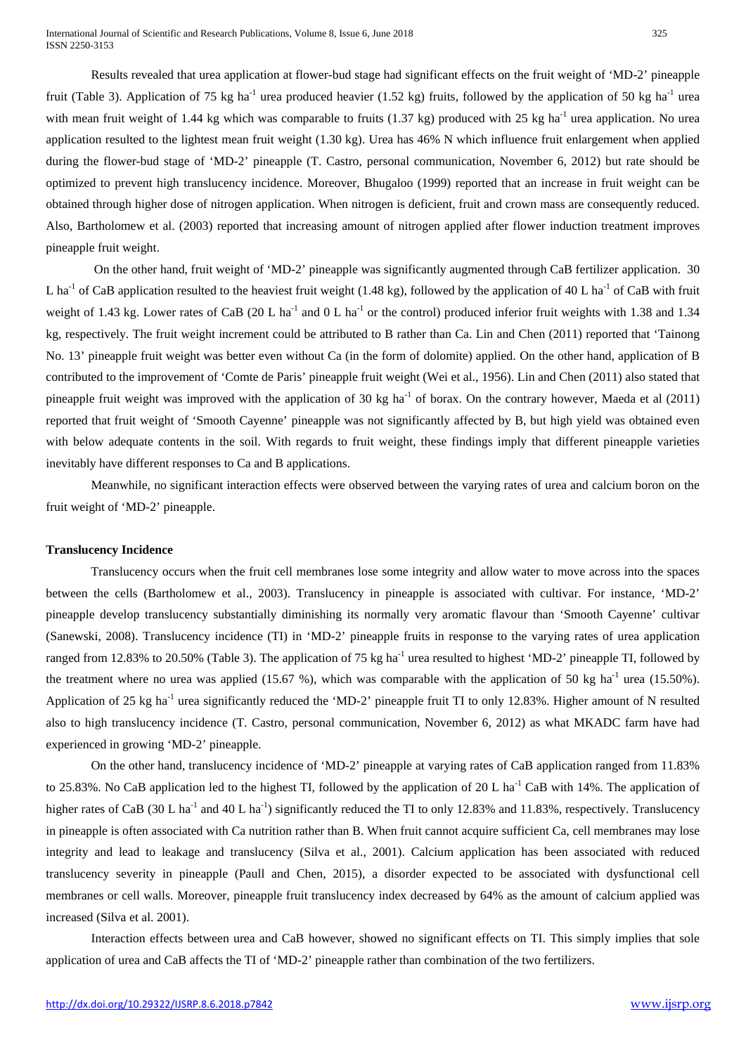Results revealed that urea application at flower-bud stage had significant effects on the fruit weight of 'MD-2' pineapple fruit (Table 3). Application of 75 kg $ha^{-1}$ urea produced heavier (1.52 kg) fruits, followed by the application of 50 kg $ha^{-1}$ urea with mean fruit weight of 1.44 kg which was comparable to fruits (1.37 kg) produced with 25 kg $ha^{-1}$ urea application. No urea application resulted to the lightest mean fruit weight (1.30 kg). Urea has 46% N which influence fruit enlargement when applied during the flower-bud stage of 'MD-2' pineapple (T. Castro, personal communication, November 6, 2012) but rate should be optimized to prevent high translucency incidence. Moreover, Bhugaloo (1999) reported that an increase in fruit weight can be obtained through higher dose of nitrogen application. When nitrogen is deficient, fruit and crown mass are consequently reduced. Also, Bartholomew et al. (2003) reported that increasing amount of nitrogen applied after flower induction treatment improves pineapple fruit weight.

On the other hand, fruit weight of 'MD-2' pineapple was significantly augmented through CaB fertilizer application. 30 L $ha^{-1}$ of CaB application resulted to the heaviest fruit weight (1.48 kg), followed by the application of 40 L $ha^{-1}$ of CaB with fruit weight of 1.43 kg. Lower rates of CaB (20 L $ha^{-1}$ and 0 L $ha^{-1}$ or the control) produced inferior fruit weights with 1.38 and 1.34 kg, respectively. The fruit weight increment could be attributed to B rather than Ca. Lin and Chen (2011) reported that 'Tainong No. 13' pineapple fruit weight was better even without Ca (in the form of dolomite) applied. On the other hand, application of B contributed to the improvement of 'Comte de Paris' pineapple fruit weight (Wei et al., 1956). Lin and Chen (2011) also stated that pineapple fruit weight was improved with the application of 30 kg $ha^{-1}$ of borax. On the contrary however, Maeda et al (2011) reported that fruit weight of 'Smooth Cayenne' pineapple was not significantly affected by B, but high yield was obtained even with below adequate contents in the soil. With regards to fruit weight, these findings imply that different pineapple varieties inevitably have different responses to Ca and B applications.

Meanwhile, no significant interaction effects were observed between the varying rates of urea and calcium boron on the fruit weight of 'MD-2' pineapple.

**Translucency Incidence**

Translucency occurs when the fruit cell membranes lose some integrity and allow water to move across into the spaces between the cells (Bartholomew et al., 2003). Translucency in pineapple is associated with cultivar. For instance, 'MD-2' pineapple develop translucency substantially diminishing its normally very aromatic flavour than 'Smooth Cayenne' cultivar (Sanewski, 2008). Translucency incidence (TI) in 'MD-2' pineapple fruits in response to the varying rates of urea application ranged from 12.83% to 20.50% (Table 3). The application of 75 kg $ha^{-1}$ urea resulted to highest 'MD-2' pineapple TI, followed by the treatment where no urea was applied (15.67 %), which was comparable with the application of 50 kg $ha^{-1}$ urea (15.50%). Application of 25 kg $ha^{-1}$ urea significantly reduced the 'MD-2' pineapple fruit TI to only 12.83%. Higher amount of N resulted also to high translucency incidence (T. Castro, personal communication, November 6, 2012) as what MKADC farm have had experienced in growing 'MD-2' pineapple.

On the other hand, translucency incidence of 'MD-2' pineapple at varying rates of CaB application ranged from 11.83% to 25.83%. No CaB application led to the highest TI, followed by the application of 20 L $ha^{-1}$ CaB with 14%. The application of higher rates of CaB (30 L $ha^{-1}$ and 40 L $ha^{-1}$) significantly reduced the TI to only 12.83% and 11.83%, respectively. Translucency in pineapple is often associated with Ca nutrition rather than B. When fruit cannot acquire sufficient Ca, cell membranes may lose integrity and lead to leakage and translucency (Silva et al., 2001). Calcium application has been associated with reduced translucency severity in pineapple (Paull and Chen, 2015), a disorder expected to be associated with dysfunctional cell membranes or cell walls. Moreover, pineapple fruit translucency index decreased by 64% as the amount of calcium applied was increased (Silva et al. 2001).

Interaction effects between urea and CaB however, showed no significant effects on TI. This simply implies that sole application of urea and CaB affects the TI of 'MD-2' pineapple rather than combination of the two fertilizers.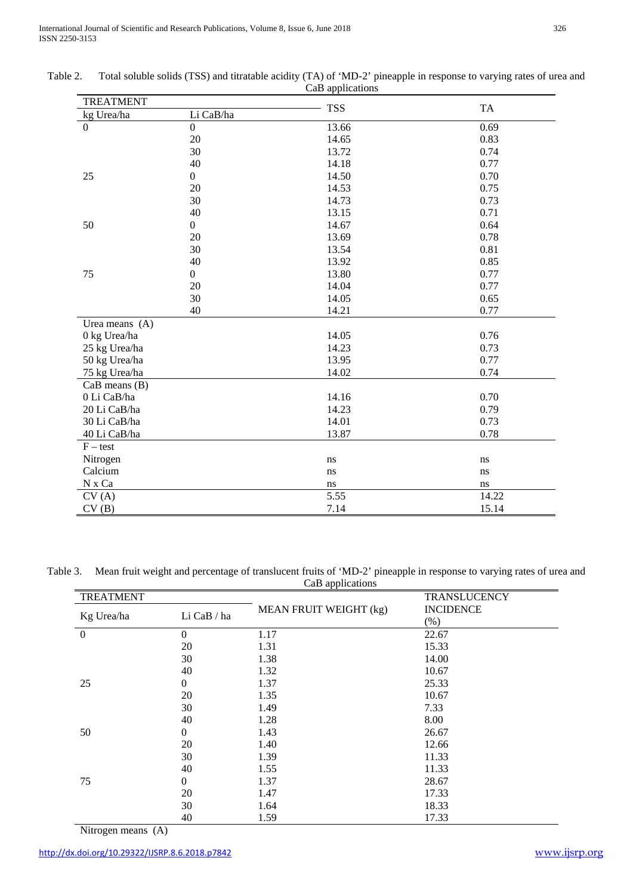Table 2. Total soluble solids (TSS) and titratable acidity (TA) of 'MD-2' pineapple in response to varying rates of urea and CaB applications

| TREATMENT | | TSS | TA |
|---|---|---|---|
| kg Urea/ha | Li CaB/ha | | |
| 0 | 0 | 13.66 | 0.69 |
| | 20 | 14.65 | 0.83 |
| | 30 | 13.72 | 0.74 |
| | 40 | 14.18 | 0.77 |
| 25 | 0 | 14.50 | 0.70 |
| | 20 | 14.53 | 0.75 |
| | 30 | 14.73 | 0.73 |
| | 40 | 13.15 | 0.71 |
| 50 | 0 | 14.67 | 0.64 |
| | 20 | 13.69 | 0.78 |
| | 30 | 13.54 | 0.81 |
| | 40 | 13.92 | 0.85 |
| 75 | 0 | 13.80 | 0.77 |
| | 20 | 14.04 | 0.77 |
| | 30 | 14.05 | 0.65 |
| | 40 | 14.21 | 0.77 |
| Urea means (A) | | | |
| 0 kg Urea/ha | | 14.05 | 0.76 |
| 25 kg Urea/ha | | 14.23 | 0.73 |
| 50 kg Urea/ha | | 13.95 | 0.77 |
| 75 kg Urea/ha | | 14.02 | 0.74 |
| CaB means (B) | | | |
| 0 Li CaB/ha | | 14.16 | 0.70 |
| 20 Li CaB/ha | | 14.23 | 0.79 |
| 30 Li CaB/ha | | 14.01 | 0.73 |
| 40 Li CaB/ha | | 13.87 | 0.78 |
| F – test | | | |
| Nitrogen | | ns | ns |
| Calcium | | ns | ns |
| N x Ca | | ns | ns |
| CV (A) | | 5.55 | 14.22 |
| CV (B) | | 7.14 | 15.14 |

Table 3. Mean fruit weight and percentage of translucent fruits of 'MD-2' pineapple in response to varying rates of urea and CaB applications

| TREATMENT | | MEAN FRUIT WEIGHT (kg) | TRANSLUCENCY INCIDENCE (%) |
|---|---|---|---|
| Kg Urea/ha | Li CaB / ha | | |
| 0 | 0 | 1.17 | 22.67 |
| | 20 | 1.31 | 15.33 |
| | 30 | 1.38 | 14.00 |
| | 40 | 1.32 | 10.67 |
| 25 | 0 | 1.37 | 25.33 |
| | 20 | 1.35 | 10.67 |
| | 30 | 1.49 | 7.33 |
| | 40 | 1.28 | 8.00 |
| 50 | 0 | 1.43 | 26.67 |
| | 20 | 1.40 | 12.66 |
| | 30 | 1.39 | 11.33 |
| | 40 | 1.55 | 11.33 |
| 75 | 0 | 1.37 | 28.67 |
| | 20 | 1.47 | 17.33 |
| | 30 | 1.64 | 18.33 |
| | 40 | 1.59 | 17.33 |
| Nitrogen means (A) | | | |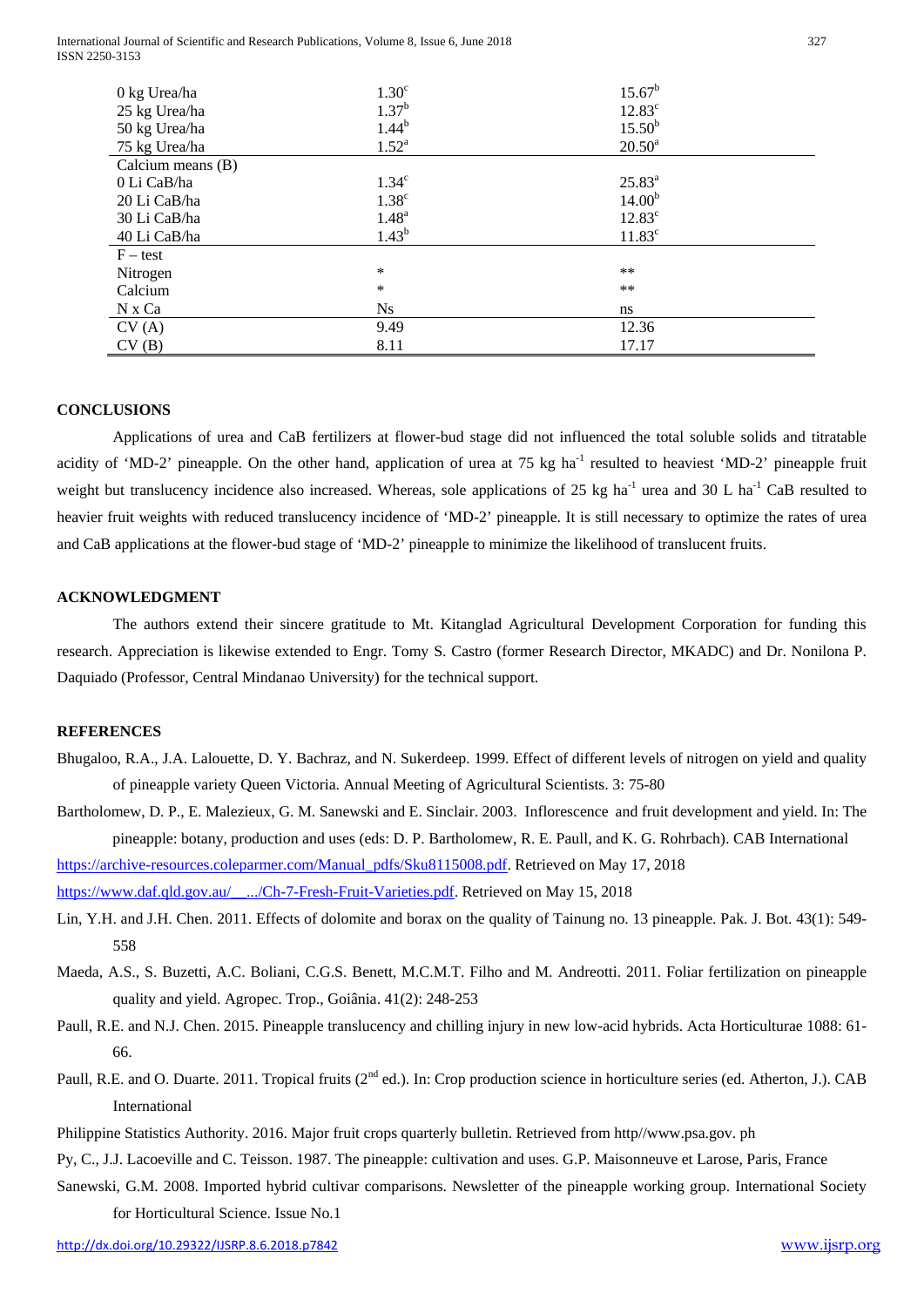| | | |
|---|---|---|
| 0 kg Urea/ha | 1.30$^{c}$ | 15.67$^{b}$ |
| 25 kg Urea/ha | 1.37$^{b}$ | 12.83$^{c}$ |
| 50 kg Urea/ha | 1.44$^{b}$ | 15.50$^{b}$ |
| 75 kg Urea/ha | 1.52$^{a}$ | 20.50$^{a}$ |
| Calcium means (B) | | |
| 0 Li CaB/ha | 1.34$^{c}$ | 25.83$^{a}$ |
| 20 Li CaB/ha | 1.38$^{c}$ | 14.00$^{b}$ |
| 30 Li CaB/ha | 1.48$^{a}$ | 12.83$^{c}$ |
| 40 Li CaB/ha | 1.43$^{b}$ | 11.83$^{c}$ |
| F – test | | |
| Nitrogen | * | ** |
| Calcium | * | ** |
| N x Ca | Ns | ns |
| CV (A) | 9.49 | 12.36 |
| CV (B) | 8.11 | 17.17 |

## CONCLUSIONS

Applications of urea and CaB fertilizers at flower-bud stage did not influenced the total soluble solids and titratable acidity of 'MD-2' pineapple. On the other hand, application of urea at 75 kg ha$^{-1}$ resulted to heaviest 'MD-2' pineapple fruit weight but translucency incidence also increased. Whereas, sole applications of 25 kg ha$^{-1}$ urea and 30 L ha$^{-1}$ CaB resulted to heavier fruit weights with reduced translucency incidence of 'MD-2' pineapple. It is still necessary to optimize the rates of urea and CaB applications at the flower-bud stage of 'MD-2' pineapple to minimize the likelihood of translucent fruits.

## ACKNOWLEDGMENT

The authors extend their sincere gratitude to Mt. Kitanglad Agricultural Development Corporation for funding this research. Appreciation is likewise extended to Engr. Tomy S. Castro (former Research Director, MKADC) and Dr. Nonilona P. Daquiado (Professor, Central Mindanao University) for the technical support.

## REFERENCES

Bhugaloo, R.A., J.A. Lalouette, D. Y. Bachraz, and N. Sukerdeep. 1999. Effect of different levels of nitrogen on yield and quality of pineapple variety Queen Victoria. Annual Meeting of Agricultural Scientists. 3: 75-80

Bartholomew, D. P., E. Malezieux, G. M. Sanewski and E. Sinclair. 2003. Inflorescence and fruit development and yield. In: The pineapple: botany, production and uses (eds: D. P. Bartholomew, R. E. Paull, and K. G. Rohrbach). CAB International

https://archive-resources.coleparmer.com/Manual_pdfs/Sku8115008.pdf. Retrieved on May 17, 2018

https://www.daf.qld.gov.au/__.../Ch-7-Fresh-Fruit-Varieties.pdf. Retrieved on May 15, 2018

Lin, Y.H. and J.H. Chen. 2011. Effects of dolomite and borax on the quality of Tainung no. 13 pineapple. Pak. J. Bot. 43(1): 549-558

Maeda, A.S., S. Buzetti, A.C. Boliani, C.G.S. Benett, M.C.M.T. Filho and M. Andreotti. 2011. Foliar fertilization on pineapple quality and yield. Agropec. Trop., Goiânia. 41(2): 248-253

Paull, R.E. and N.J. Chen. 2015. Pineapple translucency and chilling injury in new low-acid hybrids. Acta Horticulturae 1088: 61-66.

Paull, R.E. and O. Duarte. 2011. Tropical fruits (2$^{nd}$ ed.). In: Crop production science in horticulture series (ed. Atherton, J.). CAB International

Philippine Statistics Authority. 2016. Major fruit crops quarterly bulletin. Retrieved from http//www.psa.gov. ph

Py, C., J.J. Lacoeville and C. Teisson. 1987. The pineapple: cultivation and uses. G.P. Maisonneuve et Larose, Paris, France

Sanewski, G.M. 2008. Imported hybrid cultivar comparisons. Newsletter of the pineapple working group. International Society for Horticultural Science. Issue No.1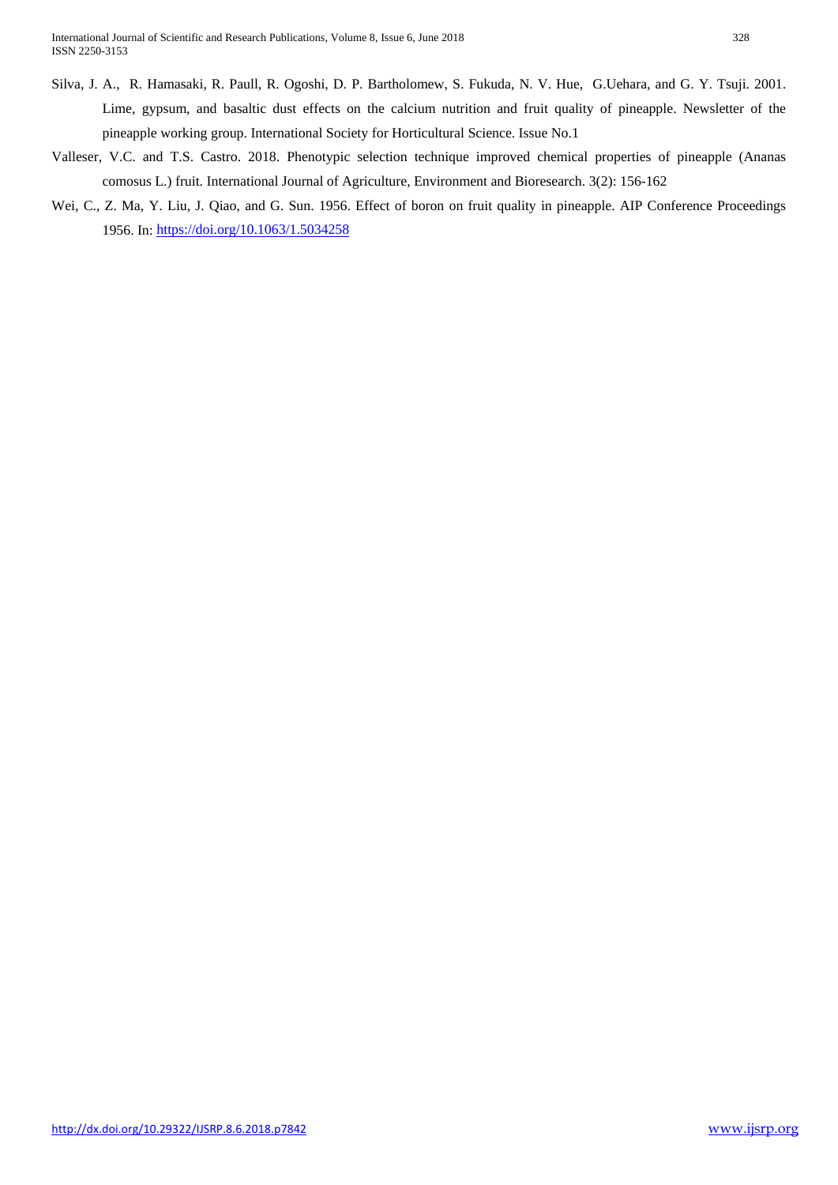Silva, J. A., R. Hamasaki, R. Paull, R. Ogoshi, D. P. Bartholomew, S. Fukuda, N. V. Hue, G.Uehara, and G. Y. Tsuji. 2001. Lime, gypsum, and basaltic dust effects on the calcium nutrition and fruit quality of pineapple. Newsletter of the pineapple working group. International Society for Horticultural Science. Issue No.1

Valleser, V.C. and T.S. Castro. 2018. Phenotypic selection technique improved chemical properties of pineapple (Ananas comosus L.) fruit. International Journal of Agriculture, Environment and Bioresearch. 3(2): 156-162

Wei, C., Z. Ma, Y. Liu, J. Qiao, and G. Sun. 1956. Effect of boron on fruit quality in pineapple. AIP Conference Proceedings 1956. In: https://doi.org/10.1063/1.5034258